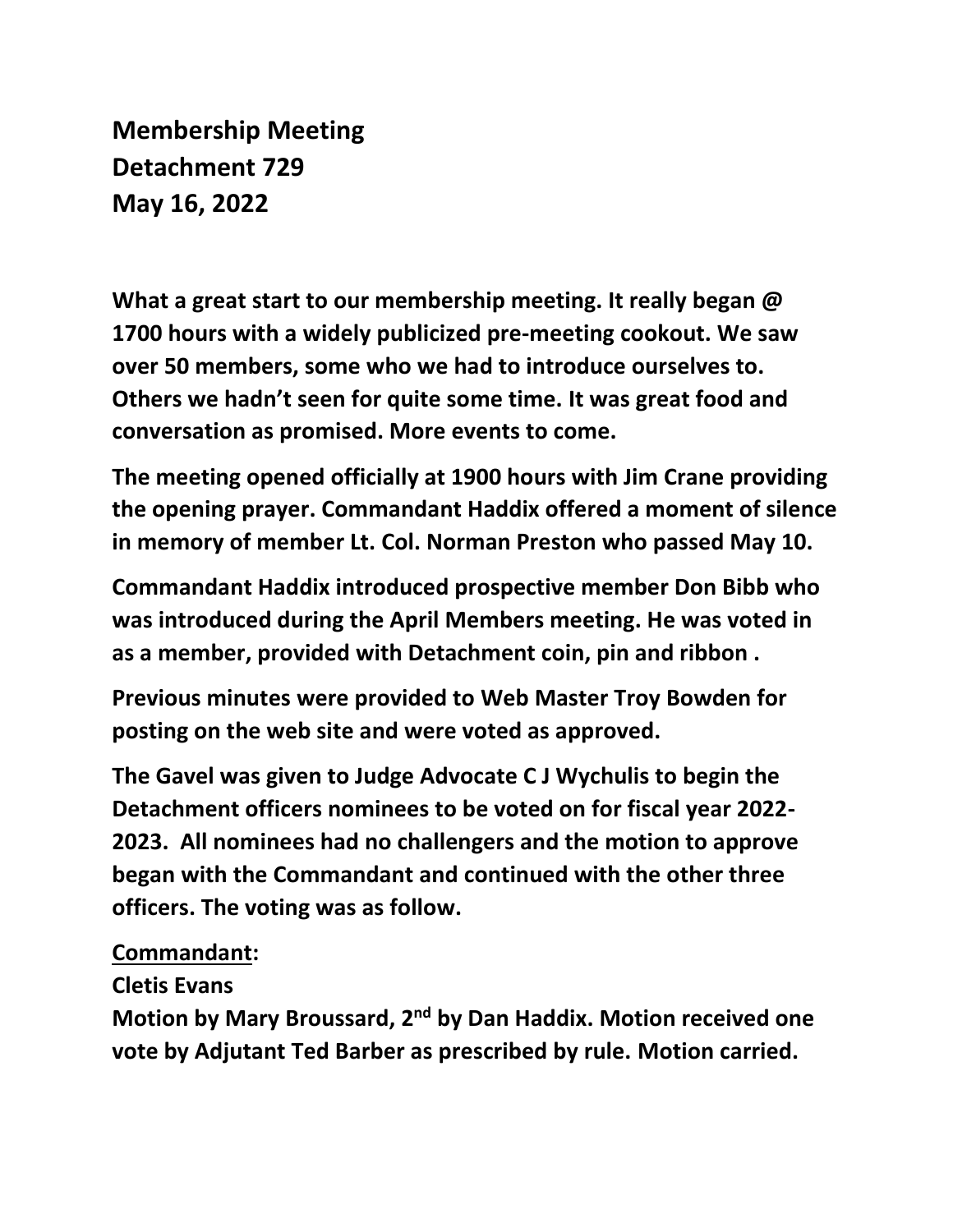# Membership Meeting
# Detachment 729
# May 16, 2022

**What a great start to our membership meeting. It really began @ 1700 hours with a widely publicized pre-meeting cookout. We saw over 50 members, some who we had to introduce ourselves to. Others we hadn't seen for quite some time. It was great food and conversation as promised. More events to come.**

**The meeting opened officially at 1900 hours with Jim Crane providing the opening prayer. Commandant Haddix offered a moment of silence in memory of member Lt. Col. Norman Preston who passed May 10.**

**Commandant Haddix introduced prospective member Don Bibb who was introduced during the April Members meeting. He was voted in as a member, provided with Detachment coin, pin and ribbon .**

**Previous minutes were provided to Web Master Troy Bowden for posting on the web site and were voted as approved.**

**The Gavel was given to Judge Advocate C J Wychulis to begin the Detachment officers nominees to be voted on for fiscal year 2022-2023. All nominees had no challengers and the motion to approve began with the Commandant and continued with the other three officers. The voting was as follow.**

**<u>Commandant</u>:**
**Cletis Evans**
**Motion by Mary Broussard, 2nd by Dan Haddix. Motion received one vote by Adjutant Ted Barber as prescribed by rule. Motion carried.**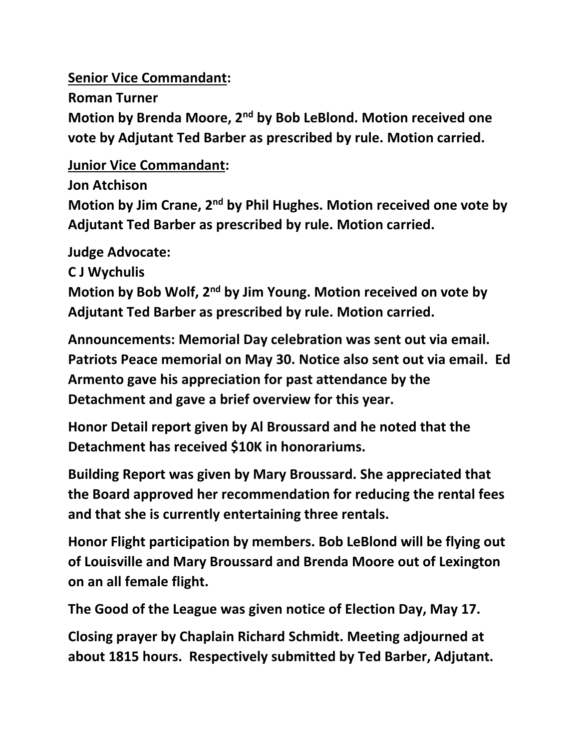**<u>Senior Vice Commandant</u>:**

**Roman Turner**

**Motion by Brenda Moore, 2nd by Bob LeBlond. Motion received one vote by Adjutant Ted Barber as prescribed by rule. Motion carried.**

**<u>Junior Vice Commandant</u>:**

**Jon Atchison**

**Motion by Jim Crane, 2nd by Phil Hughes. Motion received one vote by Adjutant Ted Barber as prescribed by rule. Motion carried.**

**Judge Advocate:**

**C J Wychulis**

**Motion by Bob Wolf, 2nd by Jim Young. Motion received on vote by Adjutant Ted Barber as prescribed by rule. Motion carried.**

**Announcements: Memorial Day celebration was sent out via email. Patriots Peace memorial on May 30. Notice also sent out via email. Ed Armento gave his appreciation for past attendance by the Detachment and gave a brief overview for this year.**

**Honor Detail report given by Al Broussard and he noted that the Detachment has received $10K in honorariums.**

**Building Report was given by Mary Broussard. She appreciated that the Board approved her recommendation for reducing the rental fees and that she is currently entertaining three rentals.**

**Honor Flight participation by members. Bob LeBlond will be flying out of Louisville and Mary Broussard and Brenda Moore out of Lexington on an all female flight.**

**The Good of the League was given notice of Election Day, May 17.**

**Closing prayer by Chaplain Richard Schmidt. Meeting adjourned at about 1815 hours. Respectively submitted by Ted Barber, Adjutant.**